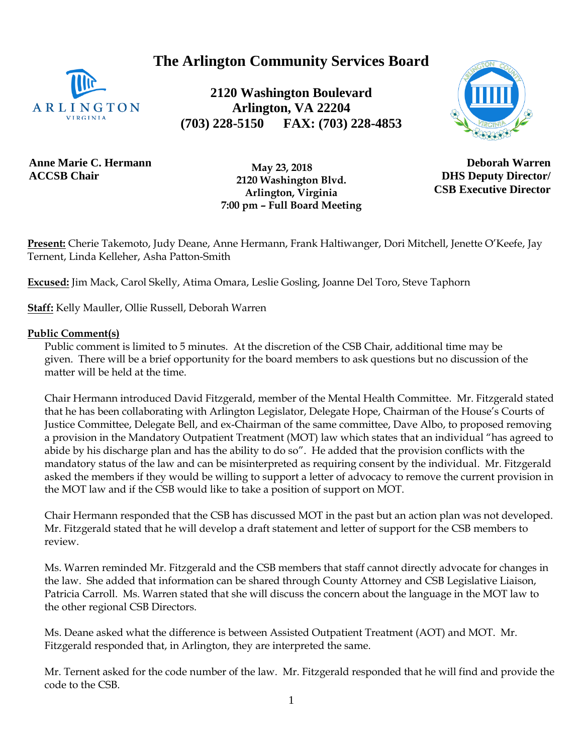# The Arlington Community Services Board

**2120 Washington Boulevard**
**Arlington, VA 22204**
**(703) 228-5150 FAX: (703) 228-4853**

**Anne Marie C. Hermann**
**ACCSB Chair**

**May 23, 2018**
**2120 Washington Blvd.**
**Arlington, Virginia**
**7:00 pm – Full Board Meeting**

**Deborah Warren**
**DHS Deputy Director/**
**CSB Executive Director**

**Present:** Cherie Takemoto, Judy Deane, Anne Hermann, Frank Haltiwanger, Dori Mitchell, Jenette O'Keefe, Jay Ternent, Linda Kelleher, Asha Patton-Smith

**Excused:** Jim Mack, Carol Skelly, Atima Omara, Leslie Gosling, Joanne Del Toro, Steve Taphorn

**Staff:** Kelly Mauller, Ollie Russell, Deborah Warren

**Public Comment(s)**

Public comment is limited to 5 minutes. At the discretion of the CSB Chair, additional time may be given. There will be a brief opportunity for the board members to ask questions but no discussion of the matter will be held at the time.

Chair Hermann introduced David Fitzgerald, member of the Mental Health Committee. Mr. Fitzgerald stated that he has been collaborating with Arlington Legislator, Delegate Hope, Chairman of the House's Courts of Justice Committee, Delegate Bell, and ex-Chairman of the same committee, Dave Albo, to proposed removing a provision in the Mandatory Outpatient Treatment (MOT) law which states that an individual "has agreed to abide by his discharge plan and has the ability to do so". He added that the provision conflicts with the mandatory status of the law and can be misinterpreted as requiring consent by the individual. Mr. Fitzgerald asked the members if they would be willing to support a letter of advocacy to remove the current provision in the MOT law and if the CSB would like to take a position of support on MOT.

Chair Hermann responded that the CSB has discussed MOT in the past but an action plan was not developed. Mr. Fitzgerald stated that he will develop a draft statement and letter of support for the CSB members to review.

Ms. Warren reminded Mr. Fitzgerald and the CSB members that staff cannot directly advocate for changes in the law. She added that information can be shared through County Attorney and CSB Legislative Liaison, Patricia Carroll. Ms. Warren stated that she will discuss the concern about the language in the MOT law to the other regional CSB Directors.

Ms. Deane asked what the difference is between Assisted Outpatient Treatment (AOT) and MOT. Mr. Fitzgerald responded that, in Arlington, they are interpreted the same.

Mr. Ternent asked for the code number of the law. Mr. Fitzgerald responded that he will find and provide the code to the CSB.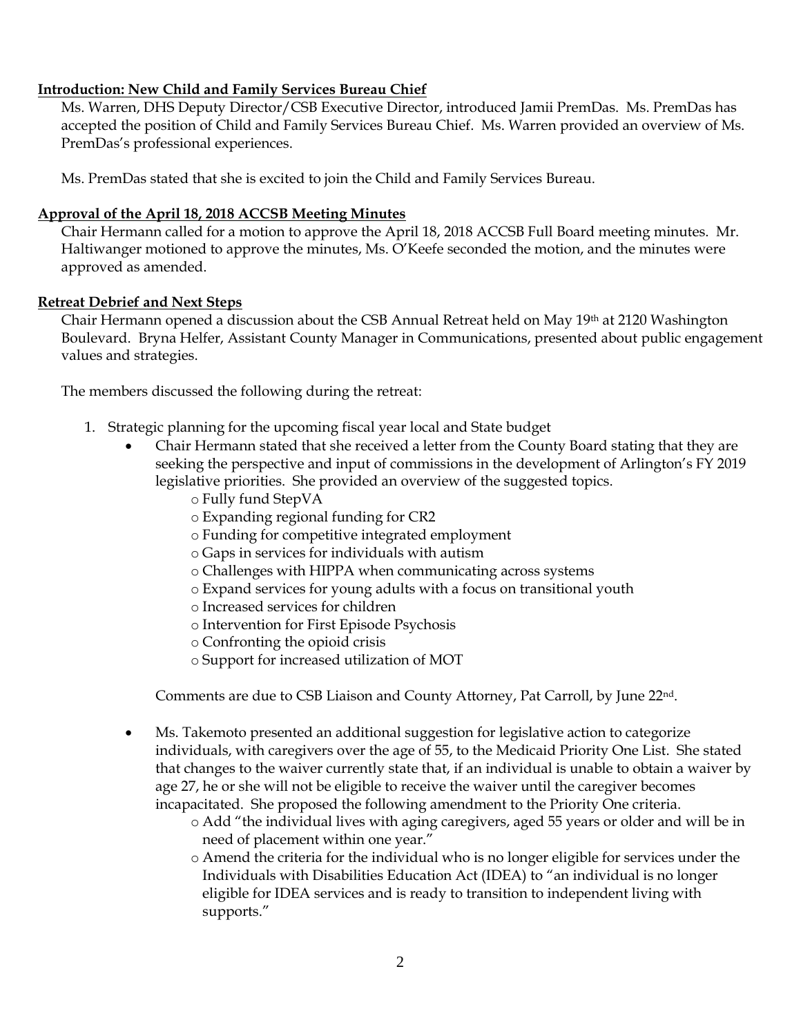**Introduction: New Child and Family Services Bureau Chief**

Ms. Warren, DHS Deputy Director/CSB Executive Director, introduced Jamii PremDas. Ms. PremDas has accepted the position of Child and Family Services Bureau Chief. Ms. Warren provided an overview of Ms. PremDas's professional experiences.

Ms. PremDas stated that she is excited to join the Child and Family Services Bureau.

**Approval of the April 18, 2018 ACCSB Meeting Minutes**

Chair Hermann called for a motion to approve the April 18, 2018 ACCSB Full Board meeting minutes. Mr. Haltiwanger motioned to approve the minutes, Ms. O'Keefe seconded the motion, and the minutes were approved as amended.

**Retreat Debrief and Next Steps**

Chair Hermann opened a discussion about the CSB Annual Retreat held on May 19th at 2120 Washington Boulevard. Bryna Helfer, Assistant County Manager in Communications, presented about public engagement values and strategies.

The members discussed the following during the retreat:

1. Strategic planning for the upcoming fiscal year local and State budget
   - Chair Hermann stated that she received a letter from the County Board stating that they are seeking the perspective and input of commissions in the development of Arlington's FY 2019 legislative priorities. She provided an overview of the suggested topics.
     - Fully fund StepVA
     - Expanding regional funding for CR2
     - Funding for competitive integrated employment
     - Gaps in services for individuals with autism
     - Challenges with HIPPA when communicating across systems
     - Expand services for young adults with a focus on transitional youth
     - Increased services for children
     - Intervention for First Episode Psychosis
     - Confronting the opioid crisis
     - Support for increased utilization of MOT

     Comments are due to CSB Liaison and County Attorney, Pat Carroll, by June 22nd.

   - Ms. Takemoto presented an additional suggestion for legislative action to categorize individuals, with caregivers over the age of 55, to the Medicaid Priority One List. She stated that changes to the waiver currently state that, if an individual is unable to obtain a waiver by age 27, he or she will not be eligible to receive the waiver until the caregiver becomes incapacitated. She proposed the following amendment to the Priority One criteria.
     - Add "the individual lives with aging caregivers, aged 55 years or older and will be in need of placement within one year."
     - Amend the criteria for the individual who is no longer eligible for services under the Individuals with Disabilities Education Act (IDEA) to "an individual is no longer eligible for IDEA services and is ready to transition to independent living with supports."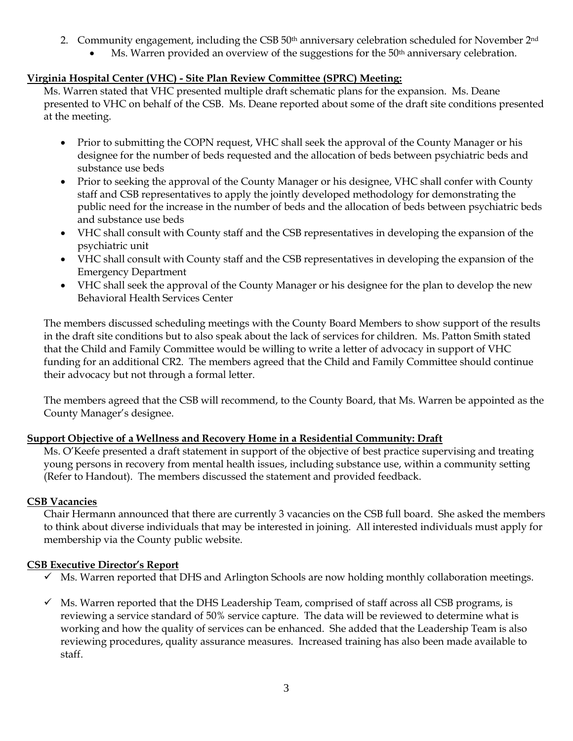2. Community engagement, including the CSB 50th anniversary celebration scheduled for November 2nd
   - Ms. Warren provided an overview of the suggestions for the 50th anniversary celebration.

**Virginia Hospital Center (VHC) - Site Plan Review Committee (SPRC) Meeting:**

Ms. Warren stated that VHC presented multiple draft schematic plans for the expansion. Ms. Deane presented to VHC on behalf of the CSB. Ms. Deane reported about some of the draft site conditions presented at the meeting.

- Prior to submitting the COPN request, VHC shall seek the approval of the County Manager or his designee for the number of beds requested and the allocation of beds between psychiatric beds and substance use beds
- Prior to seeking the approval of the County Manager or his designee, VHC shall confer with County staff and CSB representatives to apply the jointly developed methodology for demonstrating the public need for the increase in the number of beds and the allocation of beds between psychiatric beds and substance use beds
- VHC shall consult with County staff and the CSB representatives in developing the expansion of the psychiatric unit
- VHC shall consult with County staff and the CSB representatives in developing the expansion of the Emergency Department
- VHC shall seek the approval of the County Manager or his designee for the plan to develop the new Behavioral Health Services Center

The members discussed scheduling meetings with the County Board Members to show support of the results in the draft site conditions but to also speak about the lack of services for children. Ms. Patton Smith stated that the Child and Family Committee would be willing to write a letter of advocacy in support of VHC funding for an additional CR2. The members agreed that the Child and Family Committee should continue their advocacy but not through a formal letter.

The members agreed that the CSB will recommend, to the County Board, that Ms. Warren be appointed as the County Manager's designee.

**Support Objective of a Wellness and Recovery Home in a Residential Community: Draft**

Ms. O'Keefe presented a draft statement in support of the objective of best practice supervising and treating young persons in recovery from mental health issues, including substance use, within a community setting (Refer to Handout). The members discussed the statement and provided feedback.

**CSB Vacancies**

Chair Hermann announced that there are currently 3 vacancies on the CSB full board. She asked the members to think about diverse individuals that may be interested in joining. All interested individuals must apply for membership via the County public website.

**CSB Executive Director's Report**

- ✓ Ms. Warren reported that DHS and Arlington Schools are now holding monthly collaboration meetings.
- ✓ Ms. Warren reported that the DHS Leadership Team, comprised of staff across all CSB programs, is reviewing a service standard of 50% service capture. The data will be reviewed to determine what is working and how the quality of services can be enhanced. She added that the Leadership Team is also reviewing procedures, quality assurance measures. Increased training has also been made available to staff.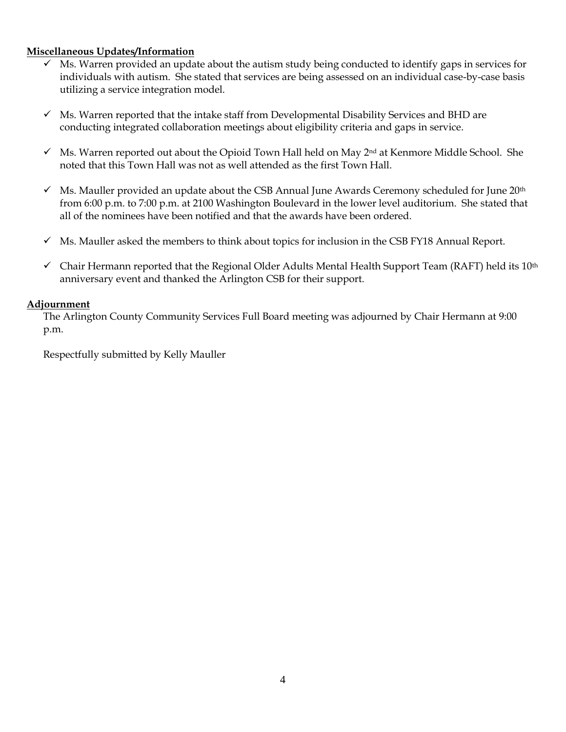**Miscellaneous Updates/Information**

- ✓ Ms. Warren provided an update about the autism study being conducted to identify gaps in services for individuals with autism. She stated that services are being assessed on an individual case-by-case basis utilizing a service integration model.
- ✓ Ms. Warren reported that the intake staff from Developmental Disability Services and BHD are conducting integrated collaboration meetings about eligibility criteria and gaps in service.
- ✓ Ms. Warren reported out about the Opioid Town Hall held on May 2nd at Kenmore Middle School. She noted that this Town Hall was not as well attended as the first Town Hall.
- ✓ Ms. Mauller provided an update about the CSB Annual June Awards Ceremony scheduled for June 20th from 6:00 p.m. to 7:00 p.m. at 2100 Washington Boulevard in the lower level auditorium. She stated that all of the nominees have been notified and that the awards have been ordered.
- ✓ Ms. Mauller asked the members to think about topics for inclusion in the CSB FY18 Annual Report.
- ✓ Chair Hermann reported that the Regional Older Adults Mental Health Support Team (RAFT) held its 10th anniversary event and thanked the Arlington CSB for their support.

**Adjournment**

The Arlington County Community Services Full Board meeting was adjourned by Chair Hermann at 9:00 p.m.

Respectfully submitted by Kelly Mauller